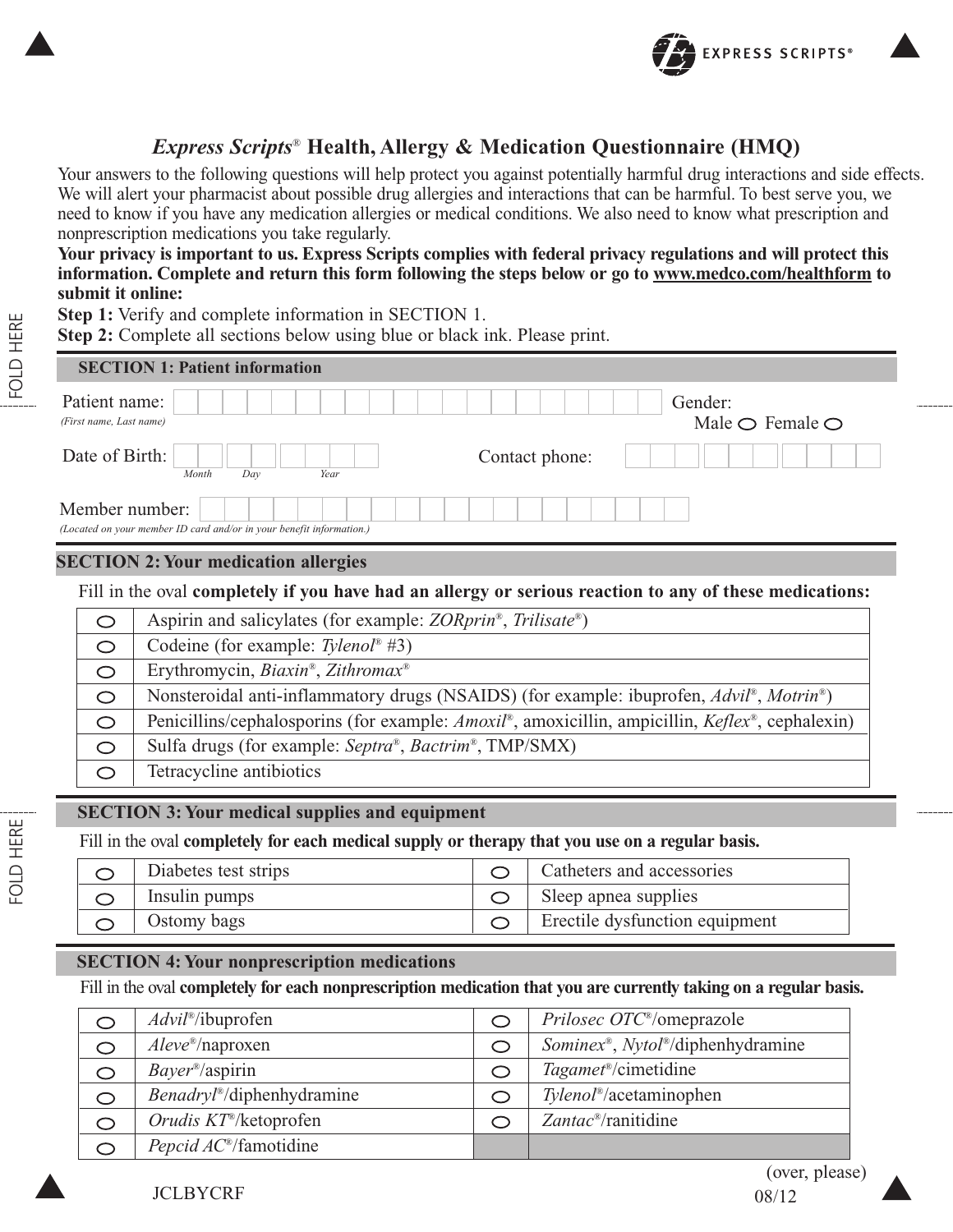EXPRESS SCRIPTS®

# *Express Scripts*® Health, Allergy & Medication Questionnaire (HMQ)

Your answers to the following questions will help protect you against potentially harmful drug interactions and side effects. We will alert your pharmacist about possible drug allergies and interactions that can be harmful. To best serve you, we need to know if you have any medication allergies or medical conditions. We also need to know what prescription and nonprescription medications you take regularly.

**Your privacy is important to us. Express Scripts complies with federal privacy regulations and will protect this information. Complete and return this form following the steps below or go to www.medco.com/healthform to submit it online:**

**Step 1:** Verify and complete information in SECTION 1.

**Step 2:** Complete all sections below using blue or black ink. Please print.

## SECTION 1: Patient information

Patient name: ______________________ Gender: Male ○ Female ○
*(First name, Last name)*

Date of Birth: ___ ___ ___ (*Month* *Day* *Year*) Contact phone: ______________________

Member number: ______________________
*(Located on your member ID card and/or in your benefit information.)*

## SECTION 2: Your medication allergies

Fill in the oval **completely if you have had an allergy or serious reaction to any of these medications:**

| | |
|---|---|
| ○ | Aspirin and salicylates (for example: *ZORprin*®, *Trilisate*®) |
| ○ | Codeine (for example: *Tylenol*® #3) |
| ○ | Erythromycin, *Biaxin*®, *Zithromax*® |
| ○ | Nonsteroidal anti-inflammatory drugs (NSAIDS) (for example: ibuprofen, *Advil*®, *Motrin*®) |
| ○ | Penicillins/cephalosporins (for example: *Amoxil*®, amoxicillin, ampicillin, *Keflex*®, cephalexin) |
| ○ | Sulfa drugs (for example: *Septra*®, *Bactrim*®, TMP/SMX) |
| ○ | Tetracycline antibiotics |

## SECTION 3: Your medical supplies and equipment

Fill in the oval **completely for each medical supply or therapy that you use on a regular basis.**

| | | | |
|---|---|---|---|
| ○ | Diabetes test strips | ○ | Catheters and accessories |
| ○ | Insulin pumps | ○ | Sleep apnea supplies |
| ○ | Ostomy bags | ○ | Erectile dysfunction equipment |

## SECTION 4: Your nonprescription medications

Fill in the oval **completely for each nonprescription medication that you are currently taking on a regular basis.**

| | | | |
|---|---|---|---|
| ○ | *Advil*®/ibuprofen | ○ | *Prilosec OTC*®/omeprazole |
| ○ | *Aleve*®/naproxen | ○ | *Sominex*®, *Nytol*®/diphenhydramine |
| ○ | *Bayer*®/aspirin | ○ | *Tagamet*®/cimetidine |
| ○ | *Benadryl*®/diphenhydramine | ○ | *Tylenol*®/acetaminophen |
| ○ | *Orudis KT*®/ketoprofen | ○ | *Zantac*®/ranitidine |
| ○ | *Pepcid AC*®/famotidine | | |

(over, please)

JCLBYCRF 08/12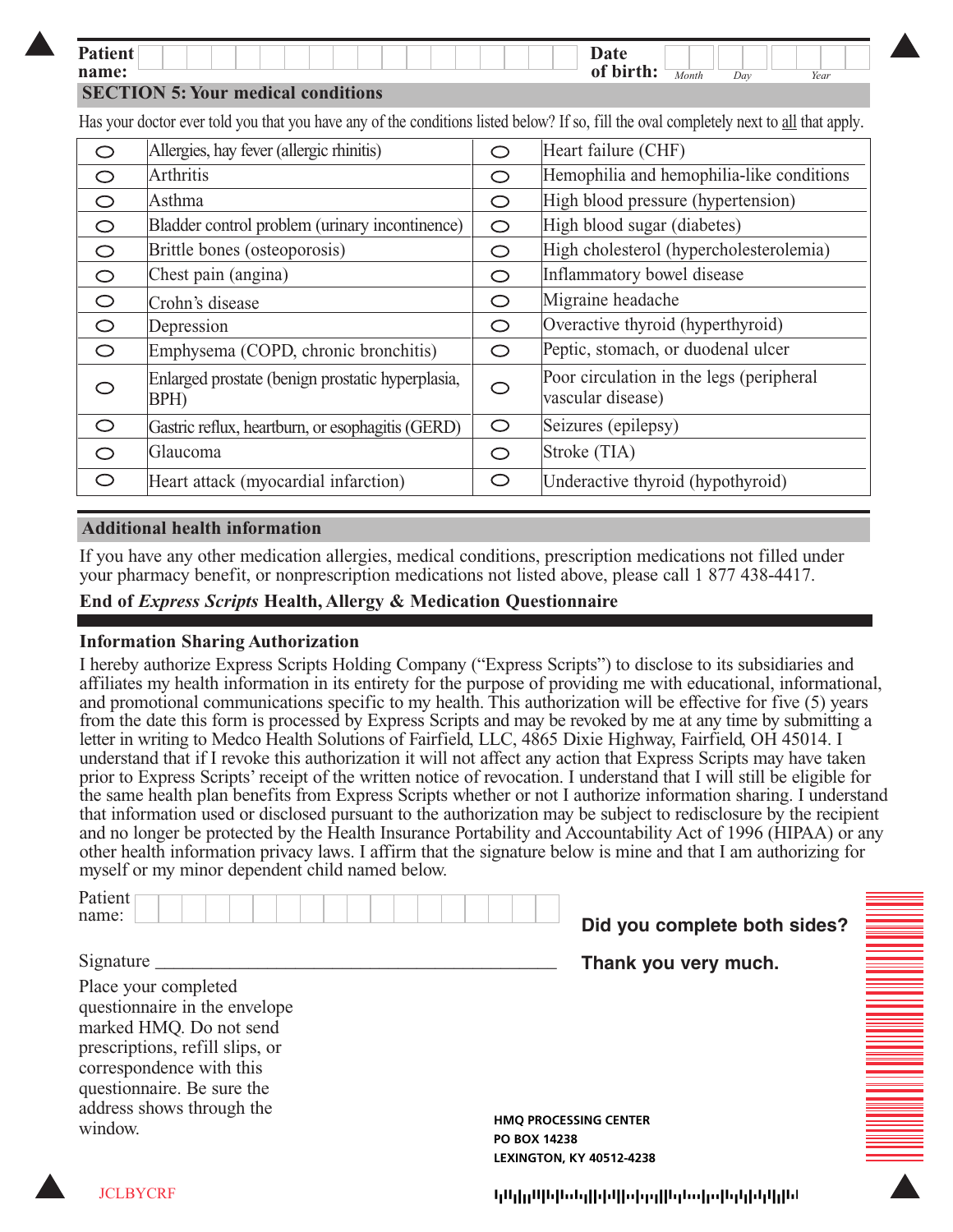Patient name: Date of birth: Month Day Year

## SECTION 5: Your medical conditions

Has your doctor ever told you that you have any of the conditions listed below? If so, fill the oval completely next to all that apply.

| | | | |
|---|---|---|---|
| ○ | Allergies, hay fever (allergic rhinitis) | ○ | Heart failure (CHF) |
| ○ | Arthritis | ○ | Hemophilia and hemophilia-like conditions |
| ○ | Asthma | ○ | High blood pressure (hypertension) |
| ○ | Bladder control problem (urinary incontinence) | ○ | High blood sugar (diabetes) |
| ○ | Brittle bones (osteoporosis) | ○ | High cholesterol (hypercholesterolemia) |
| ○ | Chest pain (angina) | ○ | Inflammatory bowel disease |
| ○ | Crohn's disease | ○ | Migraine headache |
| ○ | Depression | ○ | Overactive thyroid (hyperthyroid) |
| ○ | Emphysema (COPD, chronic bronchitis) | ○ | Peptic, stomach, or duodenal ulcer |
| ○ | Enlarged prostate (benign prostatic hyperplasia, BPH) | ○ | Poor circulation in the legs (peripheral vascular disease) |
| ○ | Gastric reflux, heartburn, or esophagitis (GERD) | ○ | Seizures (epilepsy) |
| ○ | Glaucoma | ○ | Stroke (TIA) |
| ○ | Heart attack (myocardial infarction) | ○ | Underactive thyroid (hypothyroid) |

## Additional health information

If you have any other medication allergies, medical conditions, prescription medications not filled under your pharmacy benefit, or nonprescription medications not listed above, please call 1 877 438-4417.

**End of *Express Scripts* Health, Allergy & Medication Questionnaire**

## Information Sharing Authorization

I hereby authorize Express Scripts Holding Company ("Express Scripts") to disclose to its subsidiaries and affiliates my health information in its entirety for the purpose of providing me with educational, informational, and promotional communications specific to my health. This authorization will be effective for five (5) years from the date this form is processed by Express Scripts and may be revoked by me at any time by submitting a letter in writing to Medco Health Solutions of Fairfield, LLC, 4865 Dixie Highway, Fairfield, OH 45014. I understand that if I revoke this authorization it will not affect any action that Express Scripts may have taken prior to Express Scripts' receipt of the written notice of revocation. I understand that I will still be eligible for the same health plan benefits from Express Scripts whether or not I authorize information sharing. I understand that information used or disclosed pursuant to the authorization may be subject to redisclosure by the recipient and no longer be protected by the Health Insurance Portability and Accountability Act of 1996 (HIPAA) or any other health information privacy laws. I affirm that the signature below is mine and that I am authorizing for myself or my minor dependent child named below.

Patient name:

Signature ____________________________________________

**Did you complete both sides?**

**Thank you very much.**

Place your completed questionnaire in the envelope marked HMQ. Do not send prescriptions, refill slips, or correspondence with this questionnaire. Be sure the address shows through the window.

**HMQ PROCESSING CENTER**
**PO BOX 14238**
**LEXINGTON, KY 40512-4238**

JCLBYCRF